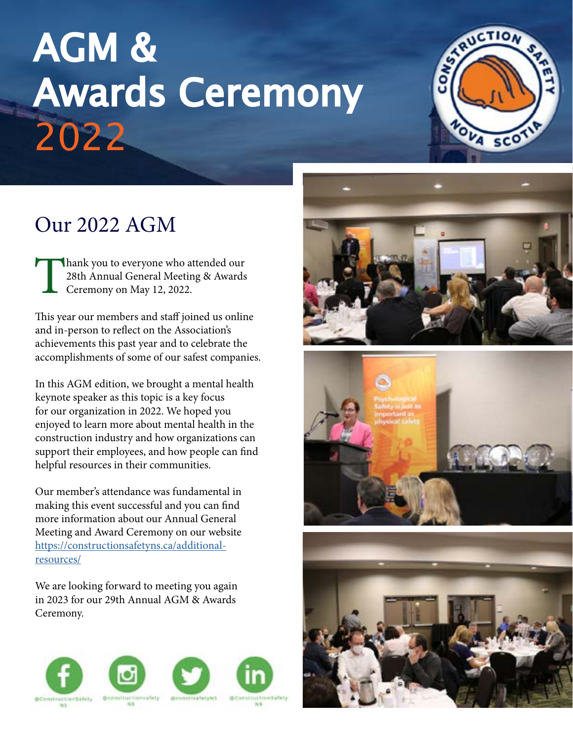# AGM & Awards Ceremony 2022

## Our 2022 AGM

Thank you to everyone who attended our 28th Annual General Meeting & Awards Ceremony on May 12, 2022.

This year our members and staff joined us online and in-person to reflect on the Association's achievements this past year and to celebrate the accomplishments of some of our safest companies.

In this AGM edition, we brought a mental health keynote speaker as this topic is a key focus for our organization in 2022. We hoped you enjoyed to learn more about mental health in the construction industry and how organizations can support their employees, and how people can find helpful resources in their communities.

Our member's attendance was fundamental in making this event successful and you can find more information about our Annual General Meeting and Award Ceremony on our website https://constructionsafetyns.ca/additional-resources/

We are looking forward to meeting you again in 2023 for our 29th Annual AGM & Awards Ceremony.

@ConstructionSafetyNS @constructionsafetyNS @constrsafetyNS @ConstructionSafetyNS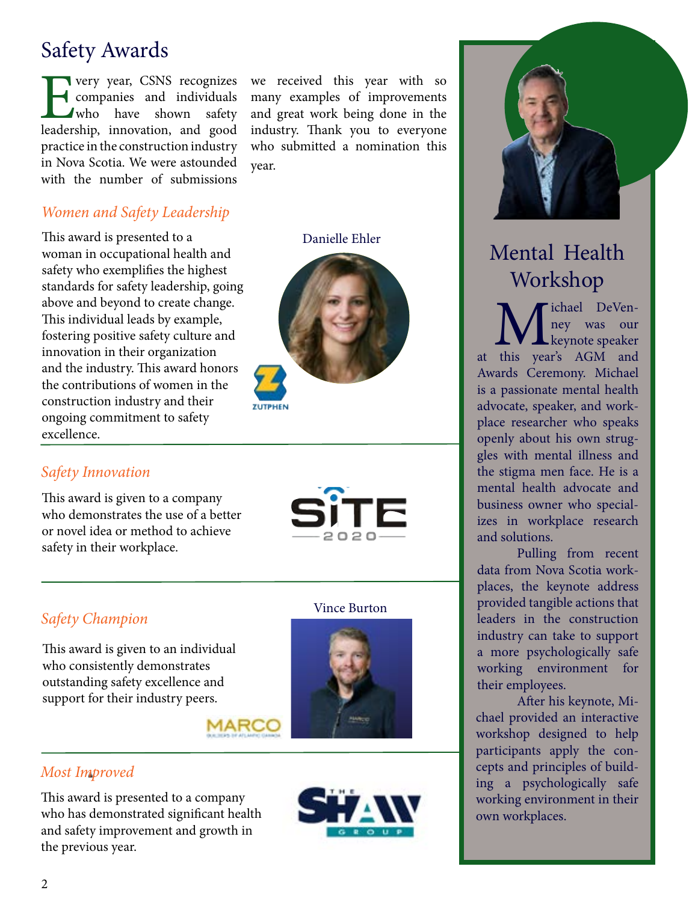# Safety Awards

Every year, CSNS recognizes companies and individuals who have shown safety leadership, innovation, and good practice in the construction industry in Nova Scotia. We were astounded with the number of submissions we received this year with so many examples of improvements and great work being done in the industry. Thank you to everyone who submitted a nomination this year.

## *Women and Safety Leadership*

This award is presented to a woman in occupational health and safety who exemplifies the highest standards for safety leadership, going above and beyond to create change. This individual leads by example, fostering positive safety culture and innovation in their organization and the industry. This award honors the contributions of women in the construction industry and their ongoing commitment to safety excellence.

Danielle Ehler

ZUTPHEN

## *Safety Innovation*

This award is given to a company who demonstrates the use of a better or novel idea or method to achieve safety in their workplace.

SITE 2020

## *Safety Champion*

This award is given to an individual who consistently demonstrates outstanding safety excellence and support for their industry peers.

Vince Burton

MARCO

## *Most Improved*

This award is presented to a company who has demonstrated significant health and safety improvement and growth in the previous year.

THE SHAW GROUP

# Mental Health Workshop

Michael DeVenney was our keynote speaker at this year's AGM and Awards Ceremony. Michael is a passionate mental health advocate, speaker, and workplace researcher who speaks openly about his own struggles with mental illness and the stigma men face. He is a mental health advocate and business owner who specializes in workplace research and solutions.

Pulling from recent data from Nova Scotia workplaces, the keynote address provided tangible actions that leaders in the construction industry can take to support a more psychologically safe working environment for their employees.

After his keynote, Michael provided an interactive workshop designed to help participants apply the concepts and principles of building a psychologically safe working environment in their own workplaces.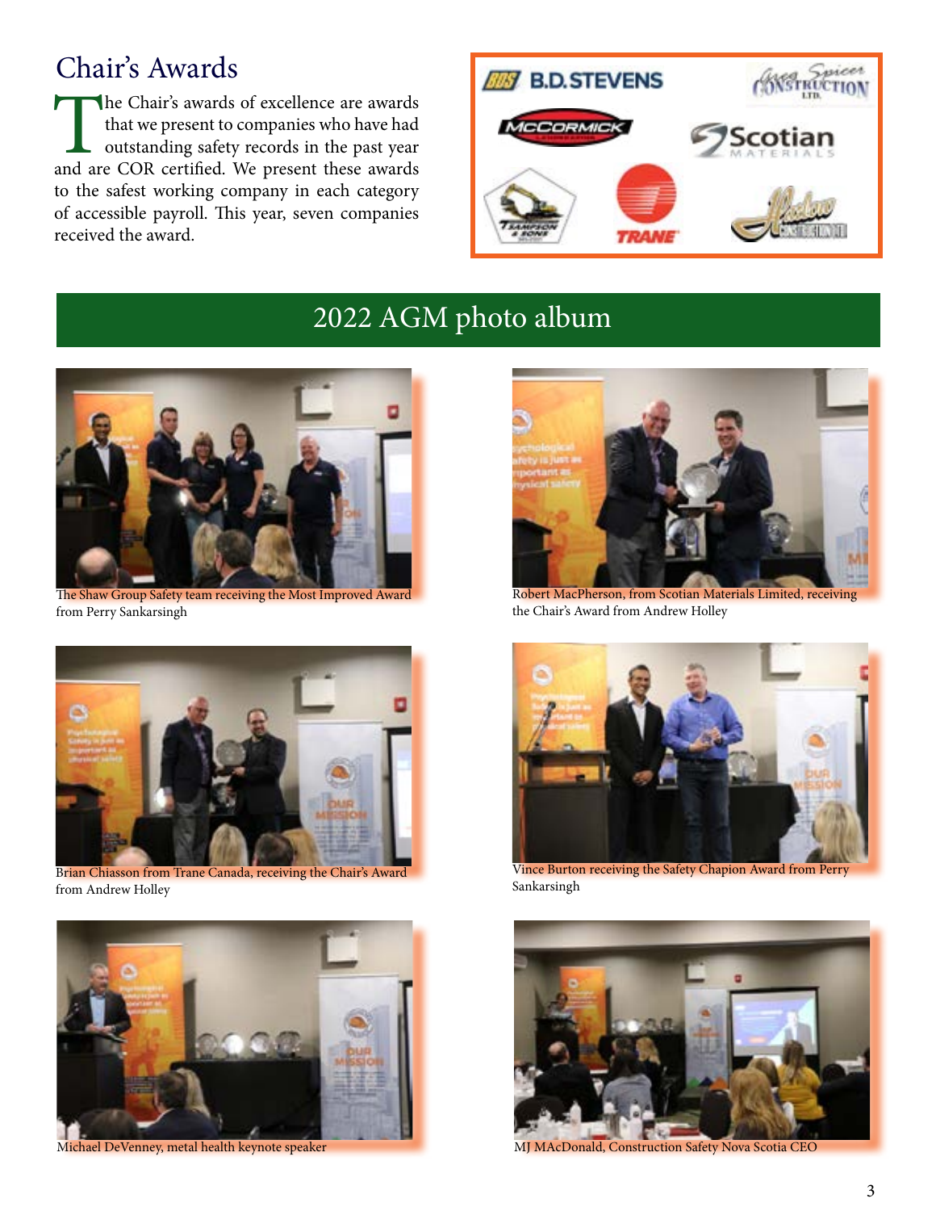## Chair's Awards

The Chair's awards of excellence are awards that we present to companies who have had outstanding safety records in the past year and are COR certified. We present these awards to the safest working company in each category of accessible payroll. This year, seven companies received the award.

## 2022 AGM photo album

The Shaw Group Safety team receiving the Most Improved Award from Perry Sankarsingh

Robert MacPherson, from Scotian Materials Limited, receiving the Chair's Award from Andrew Holley

Brian Chiasson from Trane Canada, receiving the Chair's Award from Andrew Holley

Vince Burton receiving the Safety Chapion Award from Perry Sankarsingh

Michael DeVenney, metal health keynote speaker

MJ MAcDonald, Construction Safety Nova Scotia CEO